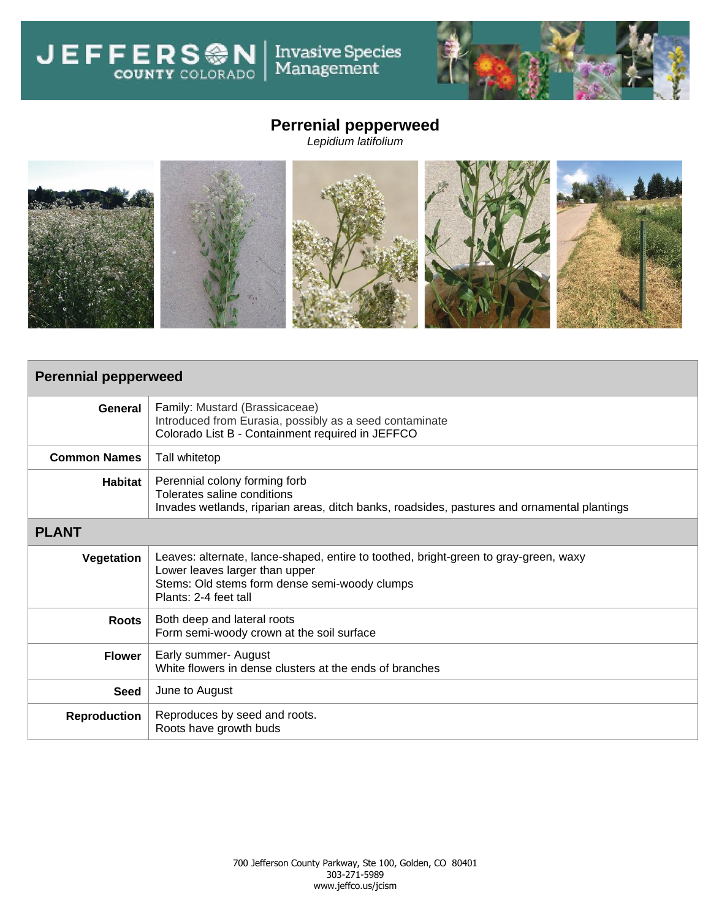# Perrenial pepperweed

*Lepidium latifolium*

| Perennial pepperweed | |
|---|---|
| **General** | Family: Mustard (Brassicaceae)<br>Introduced from Eurasia, possibly as a seed contaminate<br>Colorado List B - Containment required in JEFFCO |
| **Common Names** | Tall whitetop |
| **Habitat** | Perennial colony forming forb<br>Tolerates saline conditions<br>Invades wetlands, riparian areas, ditch banks, roadsides, pastures and ornamental plantings |
| **PLANT** | |
| **Vegetation** | Leaves: alternate, lance-shaped, entire to toothed, bright-green to gray-green, waxy<br>Lower leaves larger than upper<br>Stems: Old stems form dense semi-woody clumps<br>Plants: 2-4 feet tall |
| **Roots** | Both deep and lateral roots<br>Form semi-woody crown at the soil surface |
| **Flower** | Early summer- August<br>White flowers in dense clusters at the ends of branches |
| **Seed** | June to August |
| **Reproduction** | Reproduces by seed and roots.<br>Roots have growth buds |

700 Jefferson County Parkway, Ste 100, Golden, CO 80401
303-271-5989
www.jeffco.us/jcism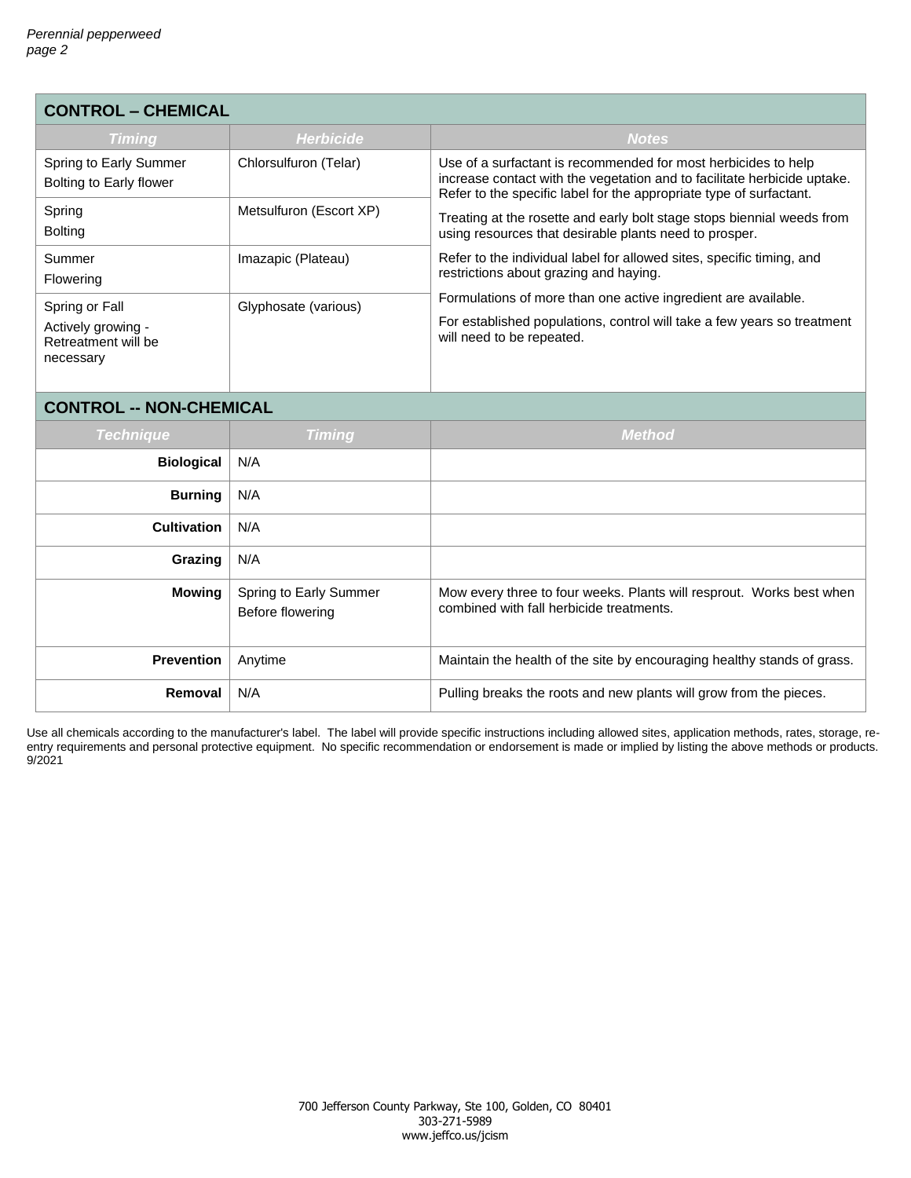## CONTROL – CHEMICAL

| Timing | Herbicide | Notes |
|---|---|---|
| Spring to Early Summer<br>Bolting to Early flower | Chlorsulfuron (Telar) | Use of a surfactant is recommended for most herbicides to help increase contact with the vegetation and to facilitate herbicide uptake. Refer to the specific label for the appropriate type of surfactant.<br><br>Treating at the rosette and early bolt stage stops biennial weeds from using resources that desirable plants need to prosper.<br><br>Refer to the individual label for allowed sites, specific timing, and restrictions about grazing and haying.<br><br>Formulations of more than one active ingredient are available.<br><br>For established populations, control will take a few years so treatment will need to be repeated. |
| Spring<br>Bolting | Metsulfuron (Escort XP) | |
| Summer<br>Flowering | Imazapic (Plateau) | |
| Spring or Fall<br>Actively growing - Retreatment will be necessary | Glyphosate (various) | |

## CONTROL -- NON-CHEMICAL

| Technique | Timing | Method |
|---|---|---|
| **Biological** | N/A | |
| **Burning** | N/A | |
| **Cultivation** | N/A | |
| **Grazing** | N/A | |
| **Mowing** | Spring to Early Summer<br>Before flowering | Mow every three to four weeks. Plants will resprout. Works best when combined with fall herbicide treatments. |
| **Prevention** | Anytime | Maintain the health of the site by encouraging healthy stands of grass. |
| **Removal** | N/A | Pulling breaks the roots and new plants will grow from the pieces. |

Use all chemicals according to the manufacturer's label. The label will provide specific instructions including allowed sites, application methods, rates, storage, re-entry requirements and personal protective equipment. No specific recommendation or endorsement is made or implied by listing the above methods or products.
9/2021

700 Jefferson County Parkway, Ste 100, Golden, CO 80401
303-271-5989
www.jeffco.us/jcism